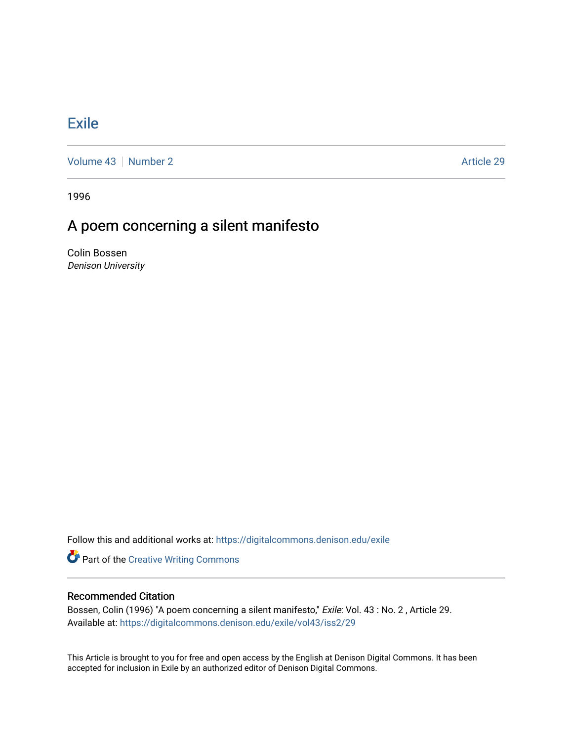# Exile

Volume 43 | Number 2 | Article 29

1996

## A poem concerning a silent manifesto

Colin Bossen
*Denison University*

Follow this and additional works at: https://digitalcommons.denison.edu/exile

Part of the Creative Writing Commons

### Recommended Citation

Bossen, Colin (1996) "A poem concerning a silent manifesto," *Exile*: Vol. 43 : No. 2 , Article 29.
Available at: https://digitalcommons.denison.edu/exile/vol43/iss2/29

This Article is brought to you for free and open access by the English at Denison Digital Commons. It has been accepted for inclusion in Exile by an authorized editor of Denison Digital Commons.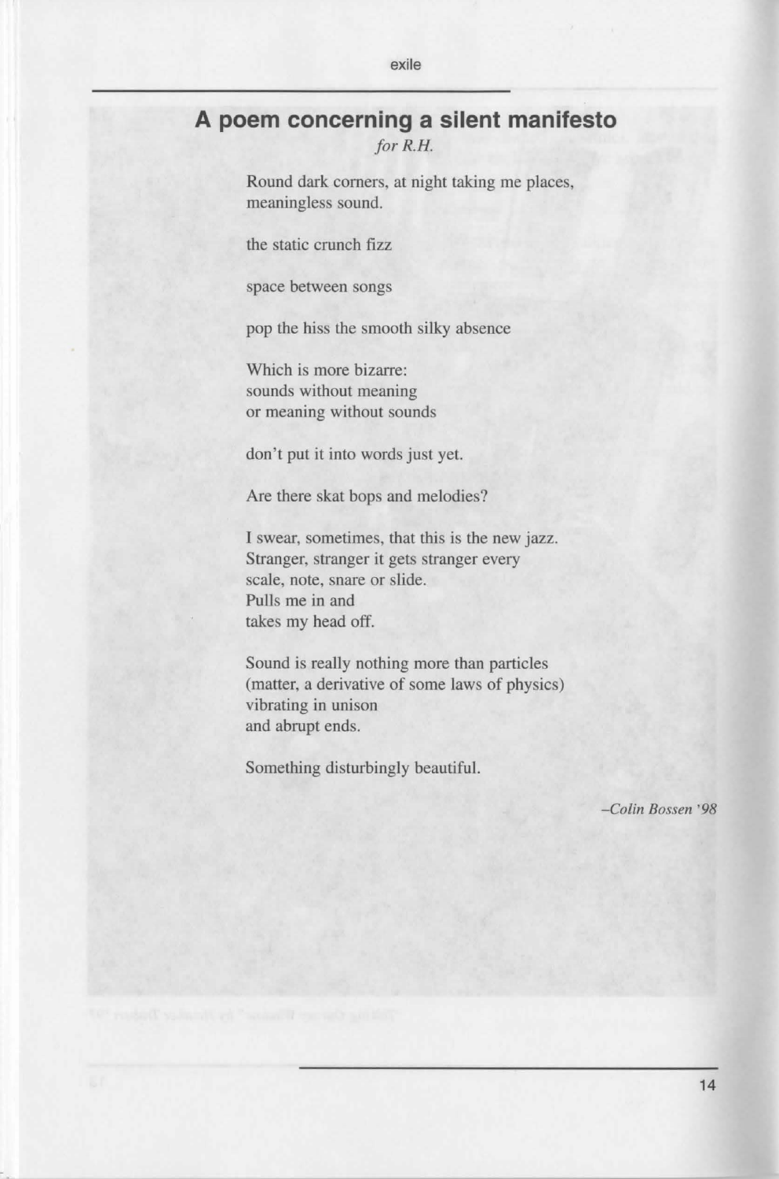## A poem concerning a silent manifesto

*for R.H.*

Round dark corners, at night taking me places,
meaningless sound.

the static crunch fizz

space between songs

pop the hiss the smooth silky absence

Which is more bizarre:
sounds without meaning
or meaning without sounds

don't put it into words just yet.

Are there skat bops and melodies?

I swear, sometimes, that this is the new jazz.
Stranger, stranger it gets stranger every
scale, note, snare or slide.
Pulls me in and
takes my head off.

Sound is really nothing more than particles
(matter, a derivative of some laws of physics)
vibrating in unison
and abrupt ends.

Something disturbingly beautiful.

*–Colin Bossen '98*